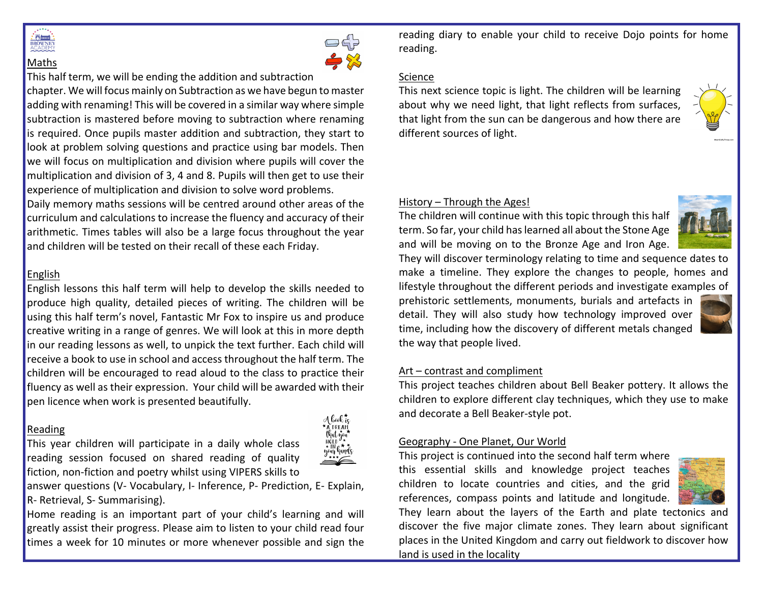## Maths

This half term, we will be ending the addition and subtraction chapter. We will focus mainly on Subtraction as we have begun to master adding with renaming! This will be covered in a similar way where simple subtraction is mastered before moving to subtraction where renaming is required. Once pupils master addition and subtraction, they start to look at problem solving questions and practice using bar models. Then we will focus on multiplication and division where pupils will cover the multiplication and division of 3, 4 and 8. Pupils will then get to use their experience of multiplication and division to solve word problems.

Daily memory maths sessions will be centred around other areas of the curriculum and calculations to increase the fluency and accuracy of their arithmetic. Times tables will also be a large focus throughout the year and children will be tested on their recall of these each Friday.

## English

English lessons this half term will help to develop the skills needed to produce high quality, detailed pieces of writing. The children will be using this half term's novel, Fantastic Mr Fox to inspire us and produce creative writing in a range of genres. We will look at this in more depth in our reading lessons as well, to unpick the text further. Each child will receive a book to use in school and access throughout the half term. The children will be encouraged to read aloud to the class to practice their fluency as well as their expression. Your child will be awarded with their pen licence when work is presented beautifully.

## Reading

This year children will participate in a daily whole class reading session focused on shared reading of quality fiction, non-fiction and poetry whilst using VIPERS skills to answer questions (V- Vocabulary, I- Inference, P- Prediction, E- Explain, R- Retrieval, S- Summarising).

Home reading is an important part of your child's learning and will greatly assist their progress. Please aim to listen to your child read four times a week for 10 minutes or more whenever possible and sign the reading diary to enable your child to receive Dojo points for home reading.

## Science

This next science topic is light. The children will be learning about why we need light, that light reflects from surfaces, that light from the sun can be dangerous and how there are different sources of light.

## History – Through the Ages!

The children will continue with this topic through this half term. So far, your child has learned all about the Stone Age and will be moving on to the Bronze Age and Iron Age. They will discover terminology relating to time and sequence dates to make a timeline. They explore the changes to people, homes and lifestyle throughout the different periods and investigate examples of prehistoric settlements, monuments, burials and artefacts in detail. They will also study how technology improved over time, including how the discovery of different metals changed the way that people lived.

## Art – contrast and compliment

This project teaches children about Bell Beaker pottery. It allows the children to explore different clay techniques, which they use to make and decorate a Bell Beaker-style pot.

## Geography - One Planet, Our World

This project is continued into the second half term where this essential skills and knowledge project teaches children to locate countries and cities, and the grid references, compass points and latitude and longitude. They learn about the layers of the Earth and plate tectonics and discover the five major climate zones. They learn about significant places in the United Kingdom and carry out fieldwork to discover how land is used in the locality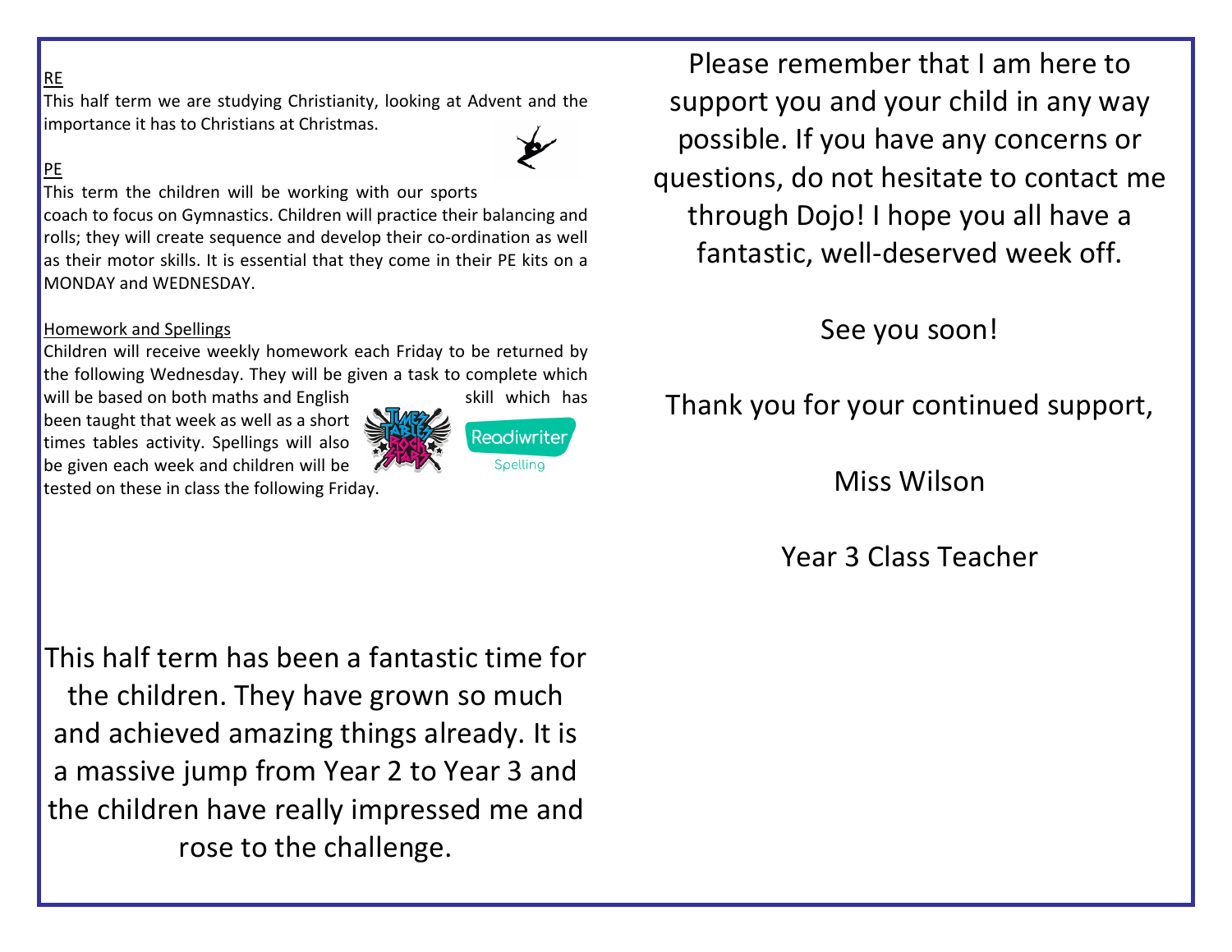## RE

This half term we are studying Christianity, looking at Advent and the importance it has to Christians at Christmas.

## PE

This term the children will be working with our sports coach to focus on Gymnastics. Children will practice their balancing and rolls; they will create sequence and develop their co-ordination as well as their motor skills. It is essential that they come in their PE kits on a MONDAY and WEDNESDAY.

## Homework and Spellings

Children will receive weekly homework each Friday to be returned by the following Wednesday. They will be given a task to complete which will be based on both maths and English skill which has been taught that week as well as a short times tables activity. Spellings will also be given each week and children will be tested on these in class the following Friday.

This half term has been a fantastic time for the children. They have grown so much and achieved amazing things already. It is a massive jump from Year 2 to Year 3 and the children have really impressed me and rose to the challenge.

Please remember that I am here to support you and your child in any way possible. If you have any concerns or questions, do not hesitate to contact me through Dojo! I hope you all have a fantastic, well-deserved week off.

See you soon!

Thank you for your continued support,

Miss Wilson

Year 3 Class Teacher